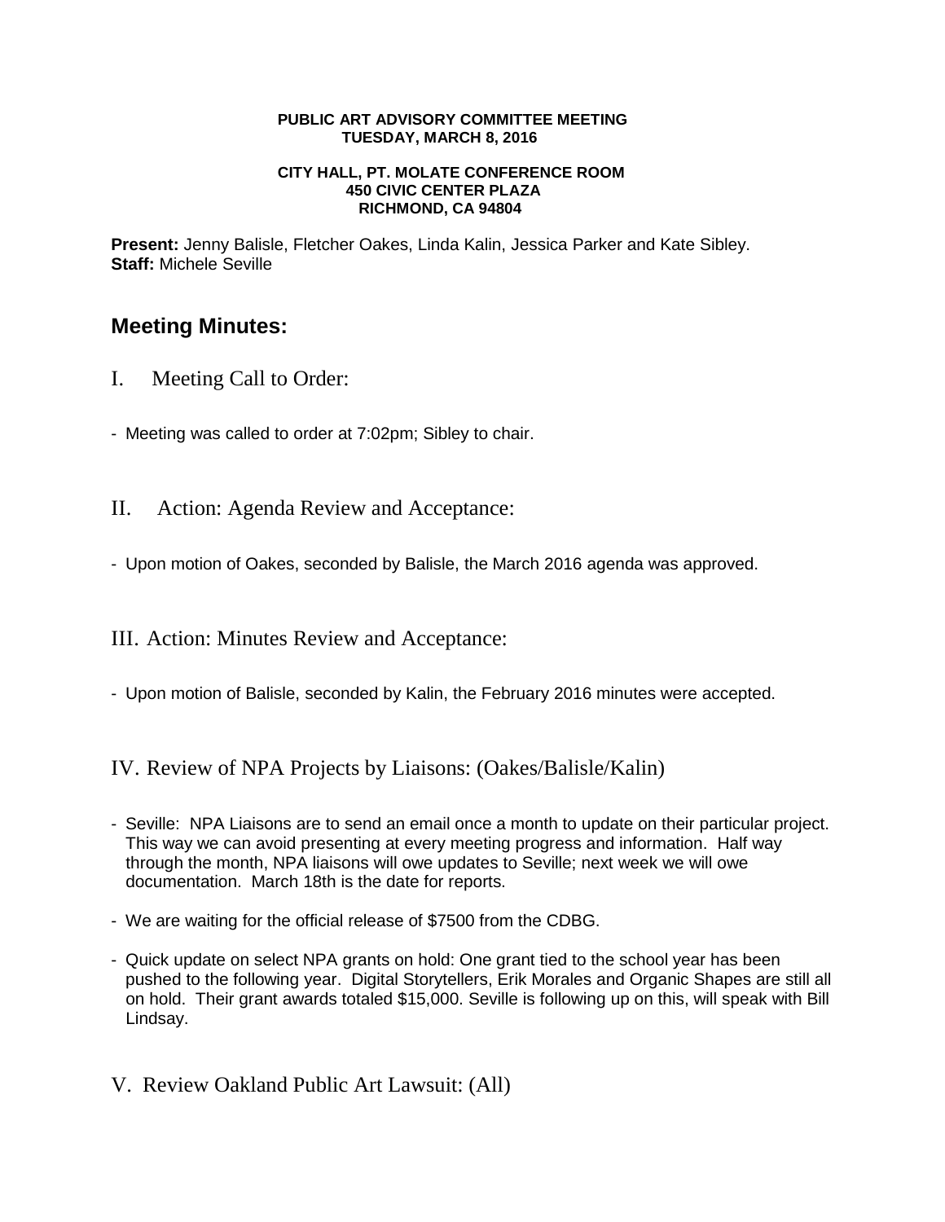**PUBLIC ART ADVISORY COMMITTEE MEETING**
**TUESDAY, MARCH 8, 2016**

**CITY HALL, PT. MOLATE CONFERENCE ROOM**
**450 CIVIC CENTER PLAZA**
**RICHMOND, CA 94804**

**Present:** Jenny Balisle, Fletcher Oakes, Linda Kalin, Jessica Parker and Kate Sibley.
**Staff:** Michele Seville

## Meeting Minutes:

### I. Meeting Call to Order:

- Meeting was called to order at 7:02pm; Sibley to chair.

### II. Action: Agenda Review and Acceptance:

- Upon motion of Oakes, seconded by Balisle, the March 2016 agenda was approved.

### III. Action: Minutes Review and Acceptance:

- Upon motion of Balisle, seconded by Kalin, the February 2016 minutes were accepted.

### IV. Review of NPA Projects by Liaisons: (Oakes/Balisle/Kalin)

- Seville: NPA Liaisons are to send an email once a month to update on their particular project. This way we can avoid presenting at every meeting progress and information. Half way through the month, NPA liaisons will owe updates to Seville; next week we will owe documentation. March 18th is the date for reports.

- We are waiting for the official release of $7500 from the CDBG.

- Quick update on select NPA grants on hold: One grant tied to the school year has been pushed to the following year. Digital Storytellers, Erik Morales and Organic Shapes are still all on hold. Their grant awards totaled $15,000. Seville is following up on this, will speak with Bill Lindsay.

### V. Review Oakland Public Art Lawsuit: (All)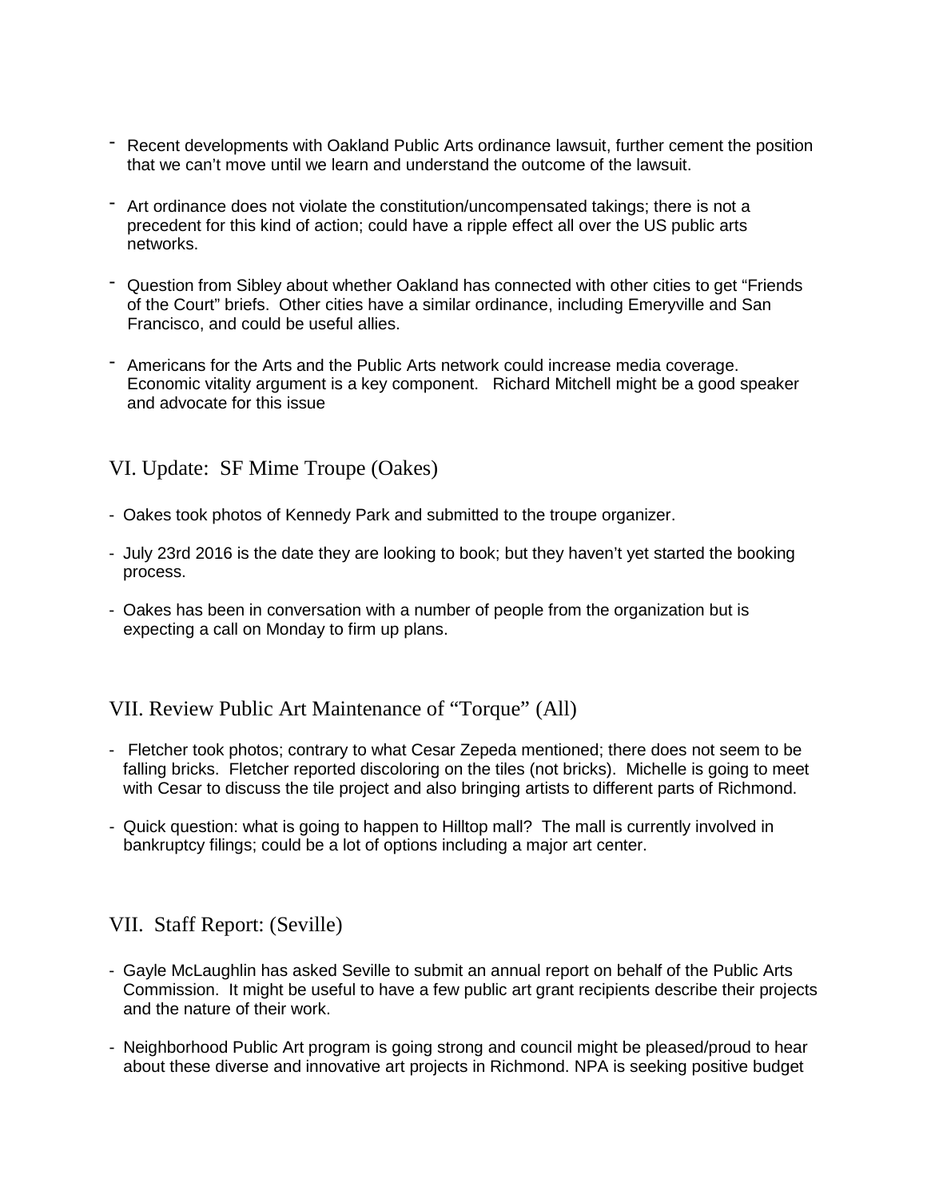- Recent developments with Oakland Public Arts ordinance lawsuit, further cement the position that we can't move until we learn and understand the outcome of the lawsuit.

- Art ordinance does not violate the constitution/uncompensated takings; there is not a precedent for this kind of action; could have a ripple effect all over the US public arts networks.

- Question from Sibley about whether Oakland has connected with other cities to get "Friends of the Court" briefs. Other cities have a similar ordinance, including Emeryville and San Francisco, and could be useful allies.

- Americans for the Arts and the Public Arts network could increase media coverage. Economic vitality argument is a key component. Richard Mitchell might be a good speaker and advocate for this issue

## VI. Update: SF Mime Troupe (Oakes)

- Oakes took photos of Kennedy Park and submitted to the troupe organizer.

- July 23rd 2016 is the date they are looking to book; but they haven't yet started the booking process.

- Oakes has been in conversation with a number of people from the organization but is expecting a call on Monday to firm up plans.

## VII. Review Public Art Maintenance of "Torque" (All)

- Fletcher took photos; contrary to what Cesar Zepeda mentioned; there does not seem to be falling bricks. Fletcher reported discoloring on the tiles (not bricks). Michelle is going to meet with Cesar to discuss the tile project and also bringing artists to different parts of Richmond.

- Quick question: what is going to happen to Hilltop mall? The mall is currently involved in bankruptcy filings; could be a lot of options including a major art center.

## VII. Staff Report: (Seville)

- Gayle McLaughlin has asked Seville to submit an annual report on behalf of the Public Arts Commission. It might be useful to have a few public art grant recipients describe their projects and the nature of their work.

- Neighborhood Public Art program is going strong and council might be pleased/proud to hear about these diverse and innovative art projects in Richmond. NPA is seeking positive budget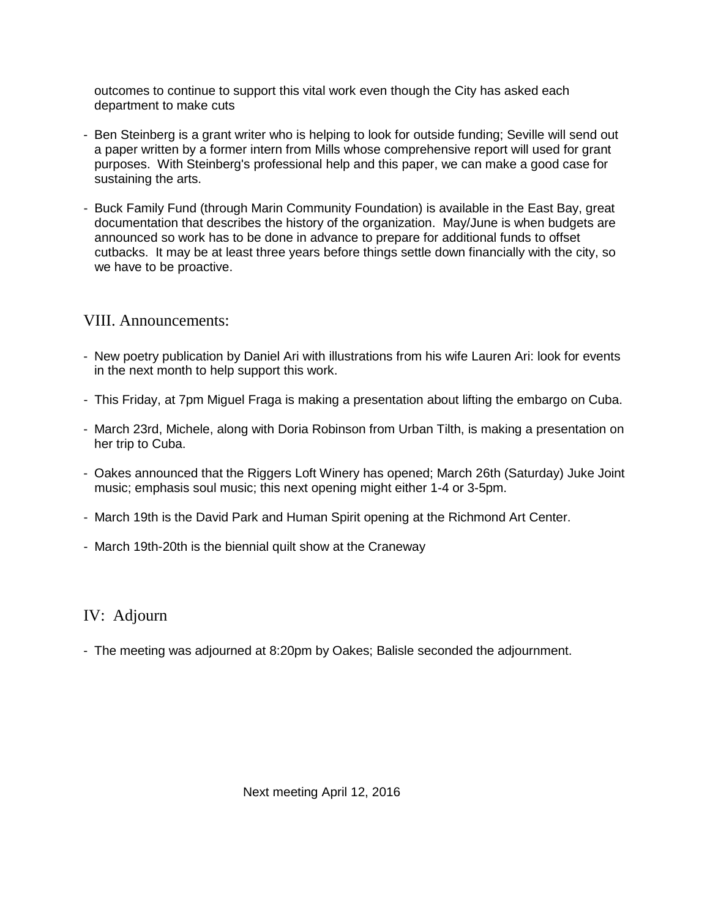outcomes to continue to support this vital work even though the City has asked each department to make cuts

- Ben Steinberg is a grant writer who is helping to look for outside funding; Seville will send out a paper written by a former intern from Mills whose comprehensive report will used for grant purposes. With Steinberg's professional help and this paper, we can make a good case for sustaining the arts.

- Buck Family Fund (through Marin Community Foundation) is available in the East Bay, great documentation that describes the history of the organization. May/June is when budgets are announced so work has to be done in advance to prepare for additional funds to offset cutbacks. It may be at least three years before things settle down financially with the city, so we have to be proactive.

## VIII. Announcements:

- New poetry publication by Daniel Ari with illustrations from his wife Lauren Ari: look for events in the next month to help support this work.

- This Friday, at 7pm Miguel Fraga is making a presentation about lifting the embargo on Cuba.

- March 23rd, Michele, along with Doria Robinson from Urban Tilth, is making a presentation on her trip to Cuba.

- Oakes announced that the Riggers Loft Winery has opened; March 26th (Saturday) Juke Joint music; emphasis soul music; this next opening might either 1-4 or 3-5pm.

- March 19th is the David Park and Human Spirit opening at the Richmond Art Center.

- March 19th-20th is the biennial quilt show at the Craneway

## IV: Adjourn

- The meeting was adjourned at 8:20pm by Oakes; Balisle seconded the adjournment.

Next meeting April 12, 2016